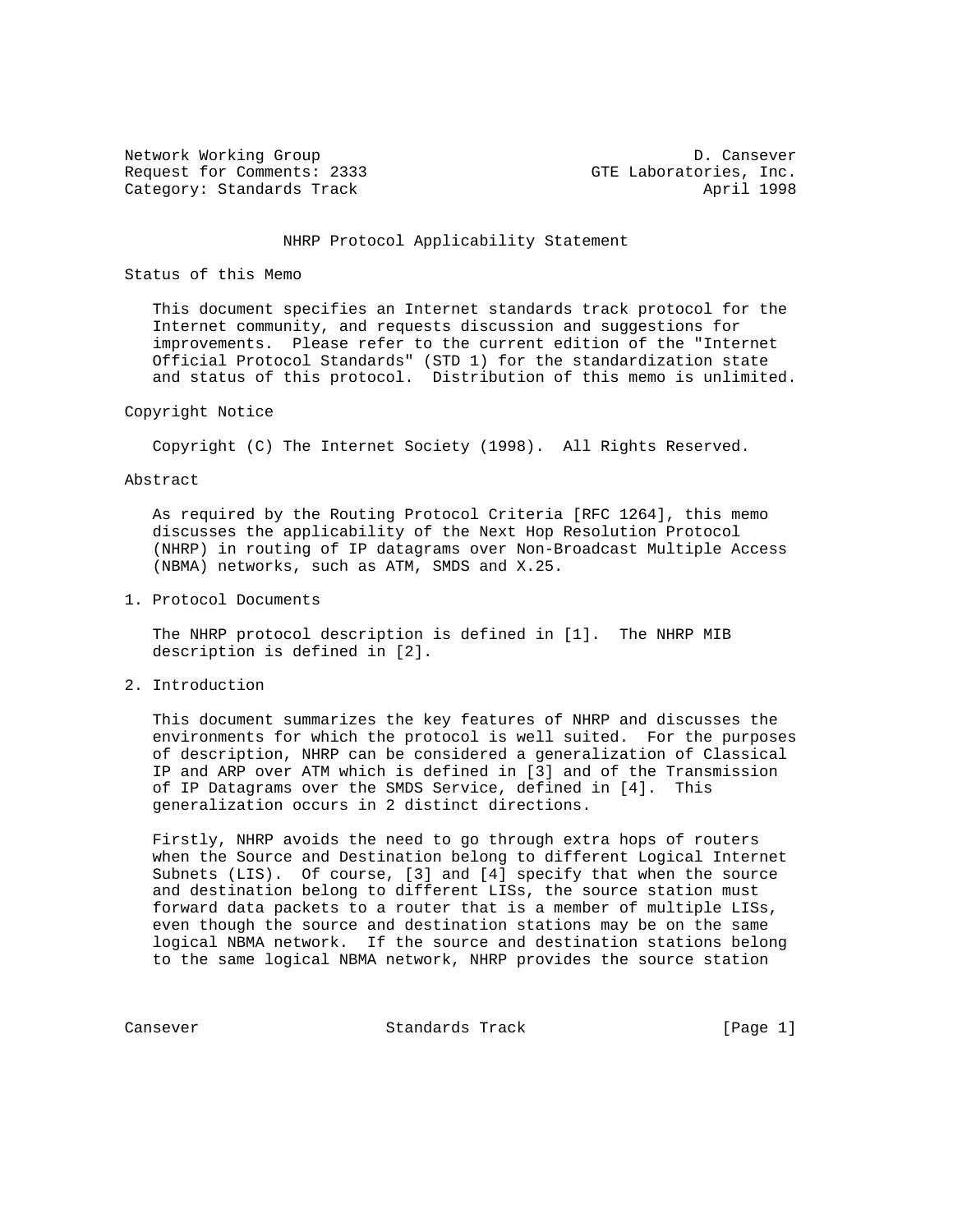Network Working Group D. Cansever
Request for Comments: 2333 GTE Laboratories, Inc.
Category: Standards Track April 1998

# NHRP Protocol Applicability Statement

## Status of this Memo

This document specifies an Internet standards track protocol for the Internet community, and requests discussion and suggestions for improvements. Please refer to the current edition of the "Internet Official Protocol Standards" (STD 1) for the standardization state and status of this protocol. Distribution of this memo is unlimited.

## Copyright Notice

Copyright (C) The Internet Society (1998). All Rights Reserved.

## Abstract

As required by the Routing Protocol Criteria [RFC 1264], this memo discusses the applicability of the Next Hop Resolution Protocol (NHRP) in routing of IP datagrams over Non-Broadcast Multiple Access (NBMA) networks, such as ATM, SMDS and X.25.

## 1. Protocol Documents

The NHRP protocol description is defined in [1]. The NHRP MIB description is defined in [2].

## 2. Introduction

This document summarizes the key features of NHRP and discusses the environments for which the protocol is well suited. For the purposes of description, NHRP can be considered a generalization of Classical IP and ARP over ATM which is defined in [3] and of the Transmission of IP Datagrams over the SMDS Service, defined in [4]. This generalization occurs in 2 distinct directions.

Firstly, NHRP avoids the need to go through extra hops of routers when the Source and Destination belong to different Logical Internet Subnets (LIS). Of course, [3] and [4] specify that when the source and destination belong to different LISs, the source station must forward data packets to a router that is a member of multiple LISs, even though the source and destination stations may be on the same logical NBMA network. If the source and destination stations belong to the same logical NBMA network, NHRP provides the source station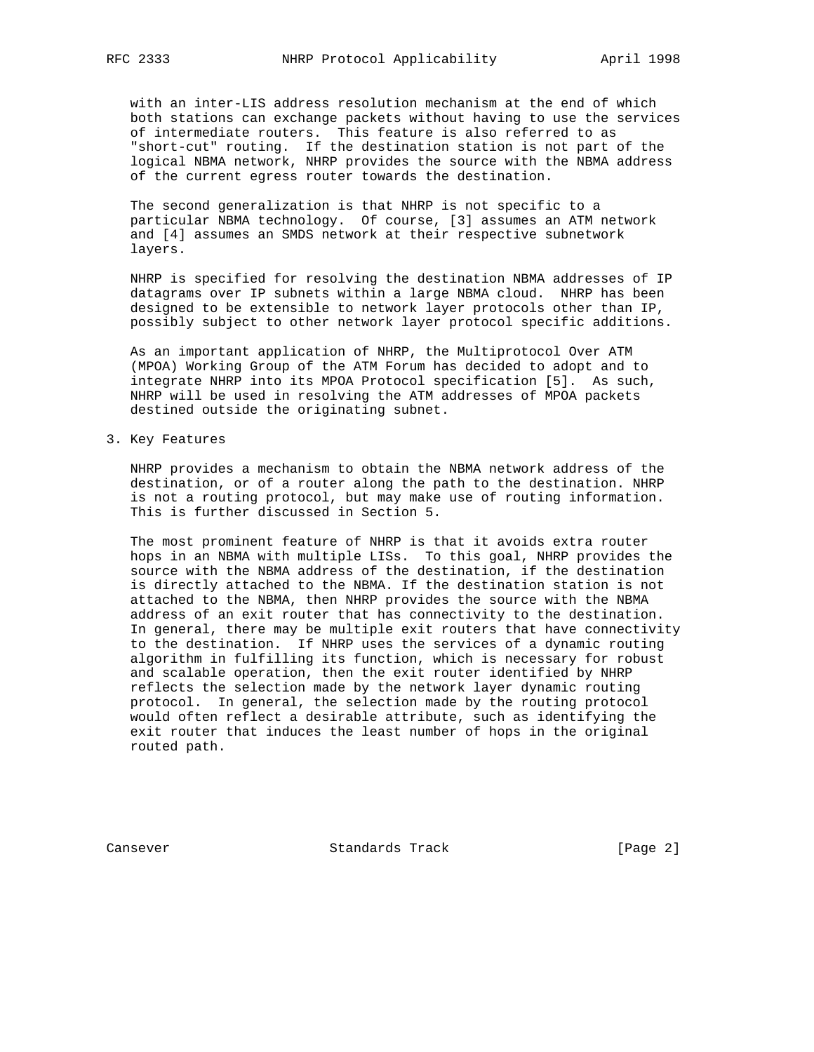with an inter-LIS address resolution mechanism at the end of which both stations can exchange packets without having to use the services of intermediate routers. This feature is also referred to as "short-cut" routing. If the destination station is not part of the logical NBMA network, NHRP provides the source with the NBMA address of the current egress router towards the destination.

The second generalization is that NHRP is not specific to a particular NBMA technology. Of course, [3] assumes an ATM network and [4] assumes an SMDS network at their respective subnetwork layers.

NHRP is specified for resolving the destination NBMA addresses of IP datagrams over IP subnets within a large NBMA cloud. NHRP has been designed to be extensible to network layer protocols other than IP, possibly subject to other network layer protocol specific additions.

As an important application of NHRP, the Multiprotocol Over ATM (MPOA) Working Group of the ATM Forum has decided to adopt and to integrate NHRP into its MPOA Protocol specification [5]. As such, NHRP will be used in resolving the ATM addresses of MPOA packets destined outside the originating subnet.

## 3. Key Features

NHRP provides a mechanism to obtain the NBMA network address of the destination, or of a router along the path to the destination. NHRP is not a routing protocol, but may make use of routing information. This is further discussed in Section 5.

The most prominent feature of NHRP is that it avoids extra router hops in an NBMA with multiple LISs. To this goal, NHRP provides the source with the NBMA address of the destination, if the destination is directly attached to the NBMA. If the destination station is not attached to the NBMA, then NHRP provides the source with the NBMA address of an exit router that has connectivity to the destination. In general, there may be multiple exit routers that have connectivity to the destination. If NHRP uses the services of a dynamic routing algorithm in fulfilling its function, which is necessary for robust and scalable operation, then the exit router identified by NHRP reflects the selection made by the network layer dynamic routing protocol. In general, the selection made by the routing protocol would often reflect a desirable attribute, such as identifying the exit router that induces the least number of hops in the original routed path.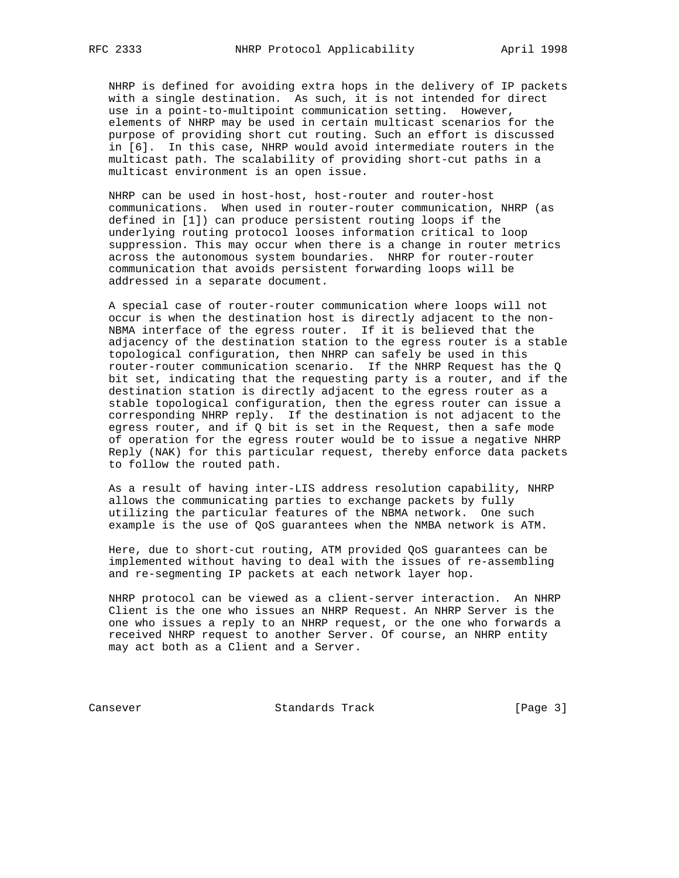NHRP is defined for avoiding extra hops in the delivery of IP packets with a single destination. As such, it is not intended for direct use in a point-to-multipoint communication setting. However, elements of NHRP may be used in certain multicast scenarios for the purpose of providing short cut routing. Such an effort is discussed in [6]. In this case, NHRP would avoid intermediate routers in the multicast path. The scalability of providing short-cut paths in a multicast environment is an open issue.

NHRP can be used in host-host, host-router and router-host communications. When used in router-router communication, NHRP (as defined in [1]) can produce persistent routing loops if the underlying routing protocol looses information critical to loop suppression. This may occur when there is a change in router metrics across the autonomous system boundaries. NHRP for router-router communication that avoids persistent forwarding loops will be addressed in a separate document.

A special case of router-router communication where loops will not occur is when the destination host is directly adjacent to the non-NBMA interface of the egress router. If it is believed that the adjacency of the destination station to the egress router is a stable topological configuration, then NHRP can safely be used in this router-router communication scenario. If the NHRP Request has the Q bit set, indicating that the requesting party is a router, and if the destination station is directly adjacent to the egress router as a stable topological configuration, then the egress router can issue a corresponding NHRP reply. If the destination is not adjacent to the egress router, and if Q bit is set in the Request, then a safe mode of operation for the egress router would be to issue a negative NHRP Reply (NAK) for this particular request, thereby enforce data packets to follow the routed path.

As a result of having inter-LIS address resolution capability, NHRP allows the communicating parties to exchange packets by fully utilizing the particular features of the NBMA network. One such example is the use of QoS guarantees when the NMBA network is ATM.

Here, due to short-cut routing, ATM provided QoS guarantees can be implemented without having to deal with the issues of re-assembling and re-segmenting IP packets at each network layer hop.

NHRP protocol can be viewed as a client-server interaction. An NHRP Client is the one who issues an NHRP Request. An NHRP Server is the one who issues a reply to an NHRP request, or the one who forwards a received NHRP request to another Server. Of course, an NHRP entity may act both as a Client and a Server.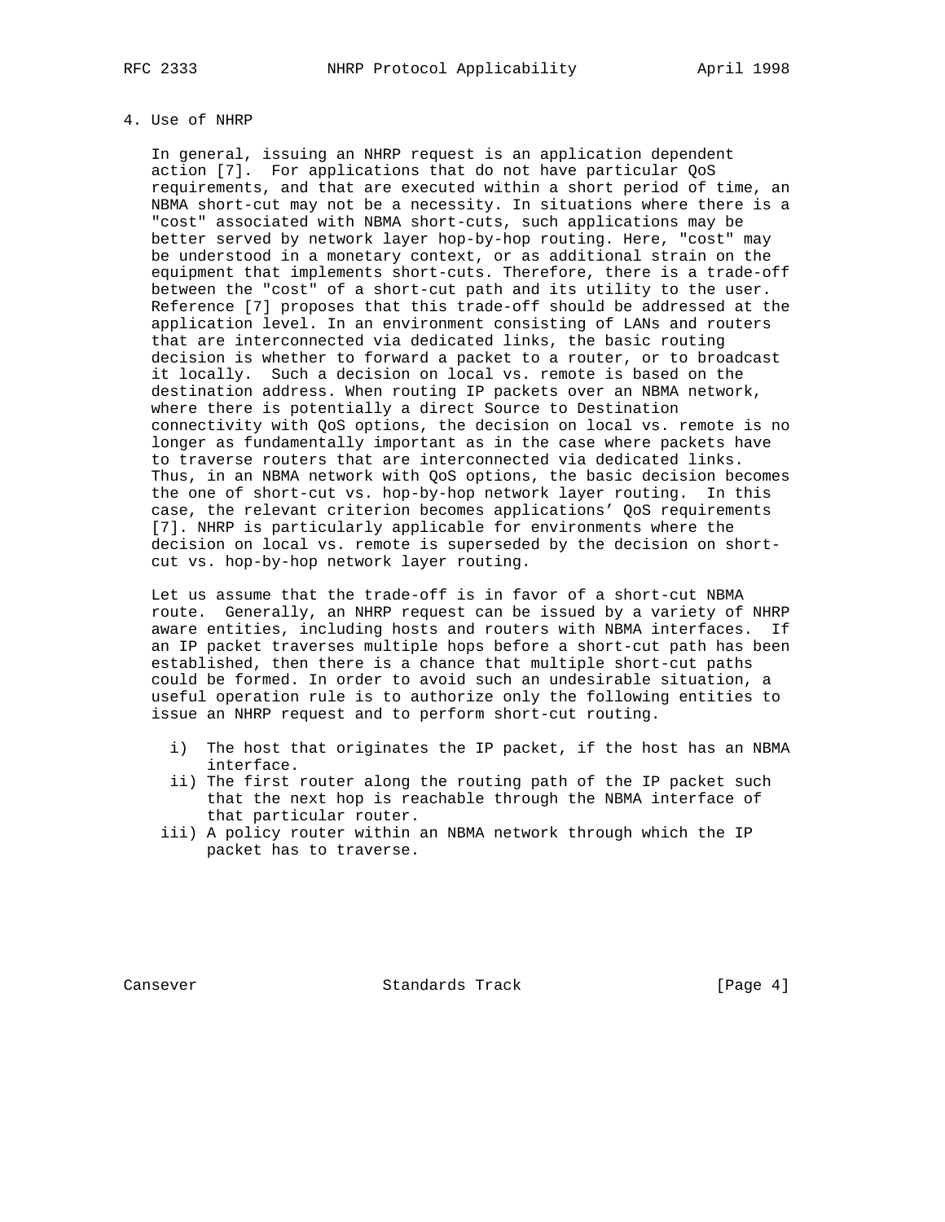## 4. Use of NHRP

In general, issuing an NHRP request is an application dependent action [7]. For applications that do not have particular QoS requirements, and that are executed within a short period of time, an NBMA short-cut may not be a necessity. In situations where there is a "cost" associated with NBMA short-cuts, such applications may be better served by network layer hop-by-hop routing. Here, "cost" may be understood in a monetary context, or as additional strain on the equipment that implements short-cuts. Therefore, there is a trade-off between the "cost" of a short-cut path and its utility to the user. Reference [7] proposes that this trade-off should be addressed at the application level. In an environment consisting of LANs and routers that are interconnected via dedicated links, the basic routing decision is whether to forward a packet to a router, or to broadcast it locally. Such a decision on local vs. remote is based on the destination address. When routing IP packets over an NBMA network, where there is potentially a direct Source to Destination connectivity with QoS options, the decision on local vs. remote is no longer as fundamentally important as in the case where packets have to traverse routers that are interconnected via dedicated links. Thus, in an NBMA network with QoS options, the basic decision becomes the one of short-cut vs. hop-by-hop network layer routing. In this case, the relevant criterion becomes applications' QoS requirements [7]. NHRP is particularly applicable for environments where the decision on local vs. remote is superseded by the decision on short-cut vs. hop-by-hop network layer routing.

Let us assume that the trade-off is in favor of a short-cut NBMA route. Generally, an NHRP request can be issued by a variety of NHRP aware entities, including hosts and routers with NBMA interfaces. If an IP packet traverses multiple hops before a short-cut path has been established, then there is a chance that multiple short-cut paths could be formed. In order to avoid such an undesirable situation, a useful operation rule is to authorize only the following entities to issue an NHRP request and to perform short-cut routing.

- i) The host that originates the IP packet, if the host has an NBMA interface.
- ii) The first router along the routing path of the IP packet such that the next hop is reachable through the NBMA interface of that particular router.
- iii) A policy router within an NBMA network through which the IP packet has to traverse.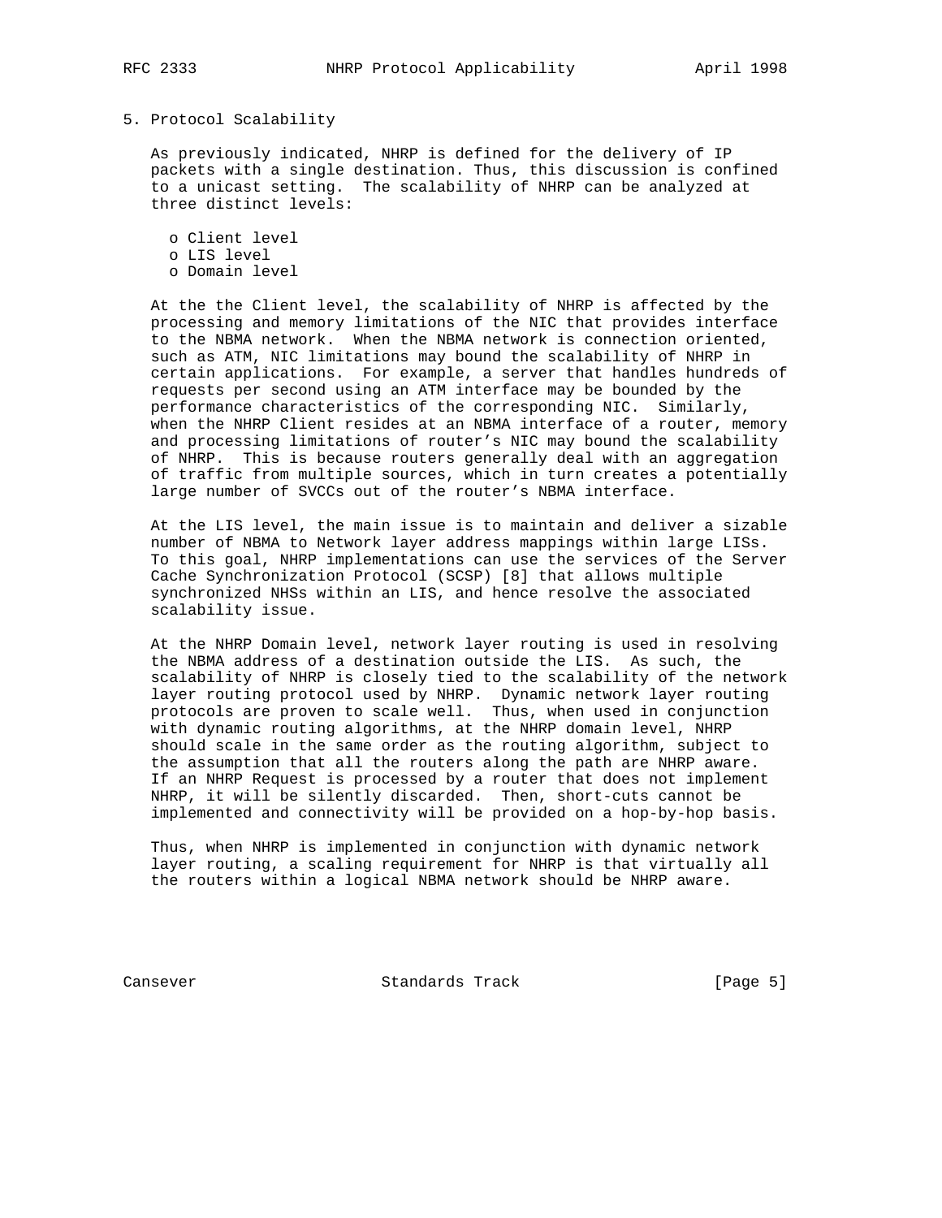## 5. Protocol Scalability

As previously indicated, NHRP is defined for the delivery of IP packets with a single destination. Thus, this discussion is confined to a unicast setting. The scalability of NHRP can be analyzed at three distinct levels:

- Client level
- LIS level
- Domain level

At the the Client level, the scalability of NHRP is affected by the processing and memory limitations of the NIC that provides interface to the NBMA network. When the NBMA network is connection oriented, such as ATM, NIC limitations may bound the scalability of NHRP in certain applications. For example, a server that handles hundreds of requests per second using an ATM interface may be bounded by the performance characteristics of the corresponding NIC. Similarly, when the NHRP Client resides at an NBMA interface of a router, memory and processing limitations of router's NIC may bound the scalability of NHRP. This is because routers generally deal with an aggregation of traffic from multiple sources, which in turn creates a potentially large number of SVCCs out of the router's NBMA interface.

At the LIS level, the main issue is to maintain and deliver a sizable number of NBMA to Network layer address mappings within large LISs. To this goal, NHRP implementations can use the services of the Server Cache Synchronization Protocol (SCSP) [8] that allows multiple synchronized NHSs within an LIS, and hence resolve the associated scalability issue.

At the NHRP Domain level, network layer routing is used in resolving the NBMA address of a destination outside the LIS. As such, the scalability of NHRP is closely tied to the scalability of the network layer routing protocol used by NHRP. Dynamic network layer routing protocols are proven to scale well. Thus, when used in conjunction with dynamic routing algorithms, at the NHRP domain level, NHRP should scale in the same order as the routing algorithm, subject to the assumption that all the routers along the path are NHRP aware. If an NHRP Request is processed by a router that does not implement NHRP, it will be silently discarded. Then, short-cuts cannot be implemented and connectivity will be provided on a hop-by-hop basis.

Thus, when NHRP is implemented in conjunction with dynamic network layer routing, a scaling requirement for NHRP is that virtually all the routers within a logical NBMA network should be NHRP aware.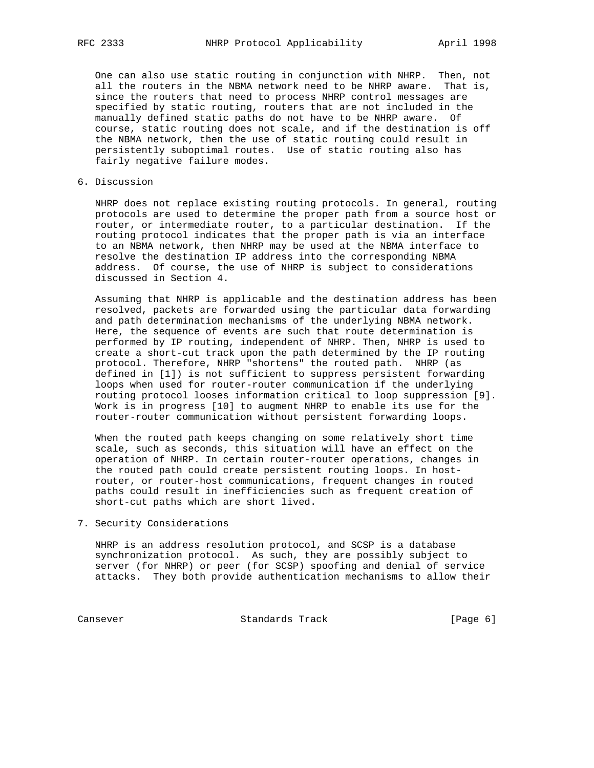One can also use static routing in conjunction with NHRP. Then, not all the routers in the NBMA network need to be NHRP aware. That is, since the routers that need to process NHRP control messages are specified by static routing, routers that are not included in the manually defined static paths do not have to be NHRP aware. Of course, static routing does not scale, and if the destination is off the NBMA network, then the use of static routing could result in persistently suboptimal routes. Use of static routing also has fairly negative failure modes.

## 6. Discussion

NHRP does not replace existing routing protocols. In general, routing protocols are used to determine the proper path from a source host or router, or intermediate router, to a particular destination. If the routing protocol indicates that the proper path is via an interface to an NBMA network, then NHRP may be used at the NBMA interface to resolve the destination IP address into the corresponding NBMA address. Of course, the use of NHRP is subject to considerations discussed in Section 4.

Assuming that NHRP is applicable and the destination address has been resolved, packets are forwarded using the particular data forwarding and path determination mechanisms of the underlying NBMA network. Here, the sequence of events are such that route determination is performed by IP routing, independent of NHRP. Then, NHRP is used to create a short-cut track upon the path determined by the IP routing protocol. Therefore, NHRP "shortens" the routed path. NHRP (as defined in [1]) is not sufficient to suppress persistent forwarding loops when used for router-router communication if the underlying routing protocol looses information critical to loop suppression [9]. Work is in progress [10] to augment NHRP to enable its use for the router-router communication without persistent forwarding loops.

When the routed path keeps changing on some relatively short time scale, such as seconds, this situation will have an effect on the operation of NHRP. In certain router-router operations, changes in the routed path could create persistent routing loops. In host-router, or router-host communications, frequent changes in routed paths could result in inefficiencies such as frequent creation of short-cut paths which are short lived.

## 7. Security Considerations

NHRP is an address resolution protocol, and SCSP is a database synchronization protocol. As such, they are possibly subject to server (for NHRP) or peer (for SCSP) spoofing and denial of service attacks. They both provide authentication mechanisms to allow their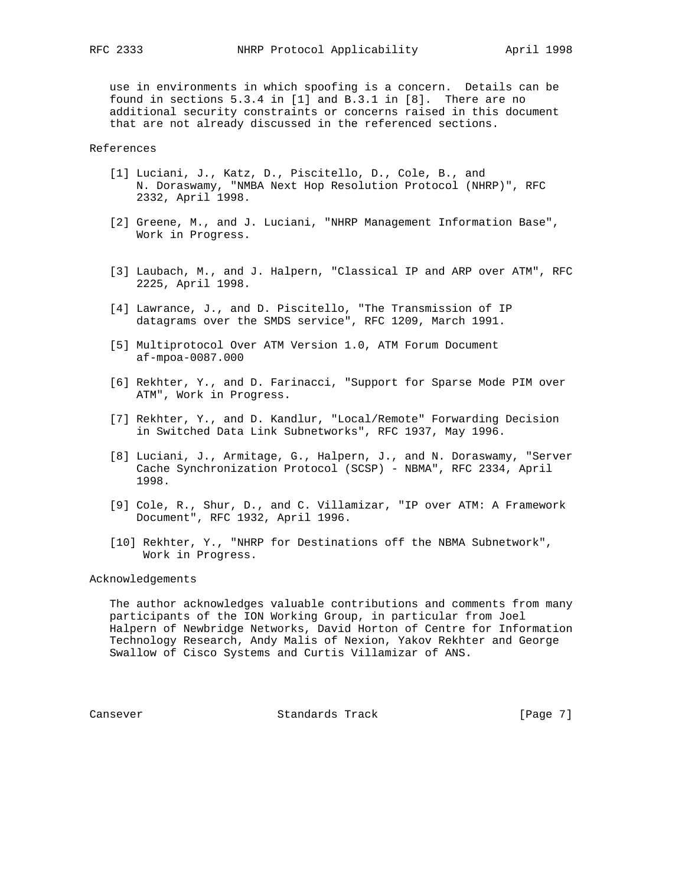use in environments in which spoofing is a concern. Details can be found in sections 5.3.4 in [1] and B.3.1 in [8]. There are no additional security constraints or concerns raised in this document that are not already discussed in the referenced sections.

## References

[1] Luciani, J., Katz, D., Piscitello, D., Cole, B., and N. Doraswamy, "NMBA Next Hop Resolution Protocol (NHRP)", RFC 2332, April 1998.

[2] Greene, M., and J. Luciani, "NHRP Management Information Base", Work in Progress.

[3] Laubach, M., and J. Halpern, "Classical IP and ARP over ATM", RFC 2225, April 1998.

[4] Lawrance, J., and D. Piscitello, "The Transmission of IP datagrams over the SMDS service", RFC 1209, March 1991.

[5] Multiprotocol Over ATM Version 1.0, ATM Forum Document af-mpoa-0087.000

[6] Rekhter, Y., and D. Farinacci, "Support for Sparse Mode PIM over ATM", Work in Progress.

[7] Rekhter, Y., and D. Kandlur, "Local/Remote" Forwarding Decision in Switched Data Link Subnetworks", RFC 1937, May 1996.

[8] Luciani, J., Armitage, G., Halpern, J., and N. Doraswamy, "Server Cache Synchronization Protocol (SCSP) - NBMA", RFC 2334, April 1998.

[9] Cole, R., Shur, D., and C. Villamizar, "IP over ATM: A Framework Document", RFC 1932, April 1996.

[10] Rekhter, Y., "NHRP for Destinations off the NBMA Subnetwork", Work in Progress.

## Acknowledgements

The author acknowledges valuable contributions and comments from many participants of the ION Working Group, in particular from Joel Halpern of Newbridge Networks, David Horton of Centre for Information Technology Research, Andy Malis of Nexion, Yakov Rekhter and George Swallow of Cisco Systems and Curtis Villamizar of ANS.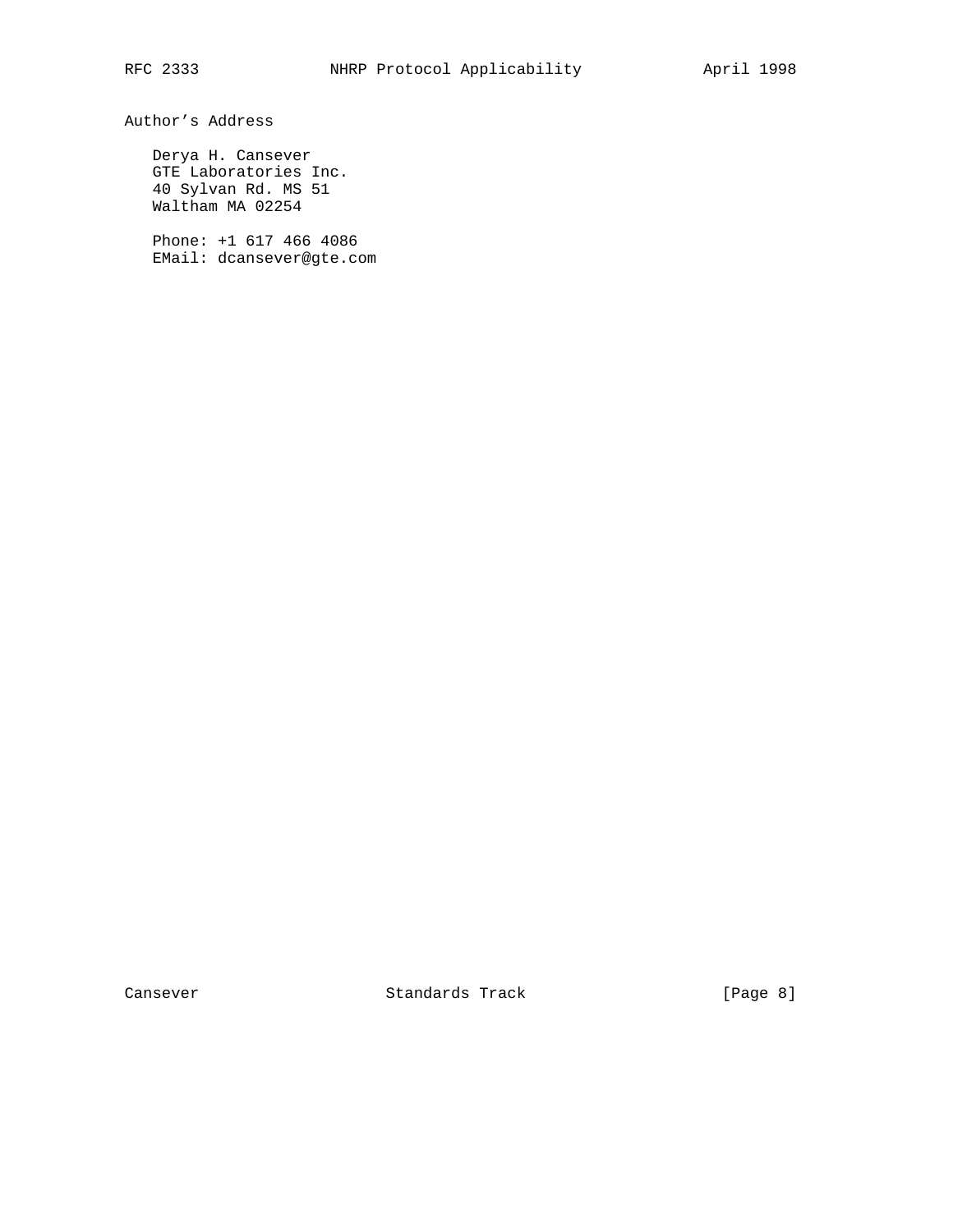## Author's Address

Derya H. Cansever
GTE Laboratories Inc.
40 Sylvan Rd. MS 51
Waltham MA 02254

Phone: +1 617 466 4086
EMail: dcansever@gte.com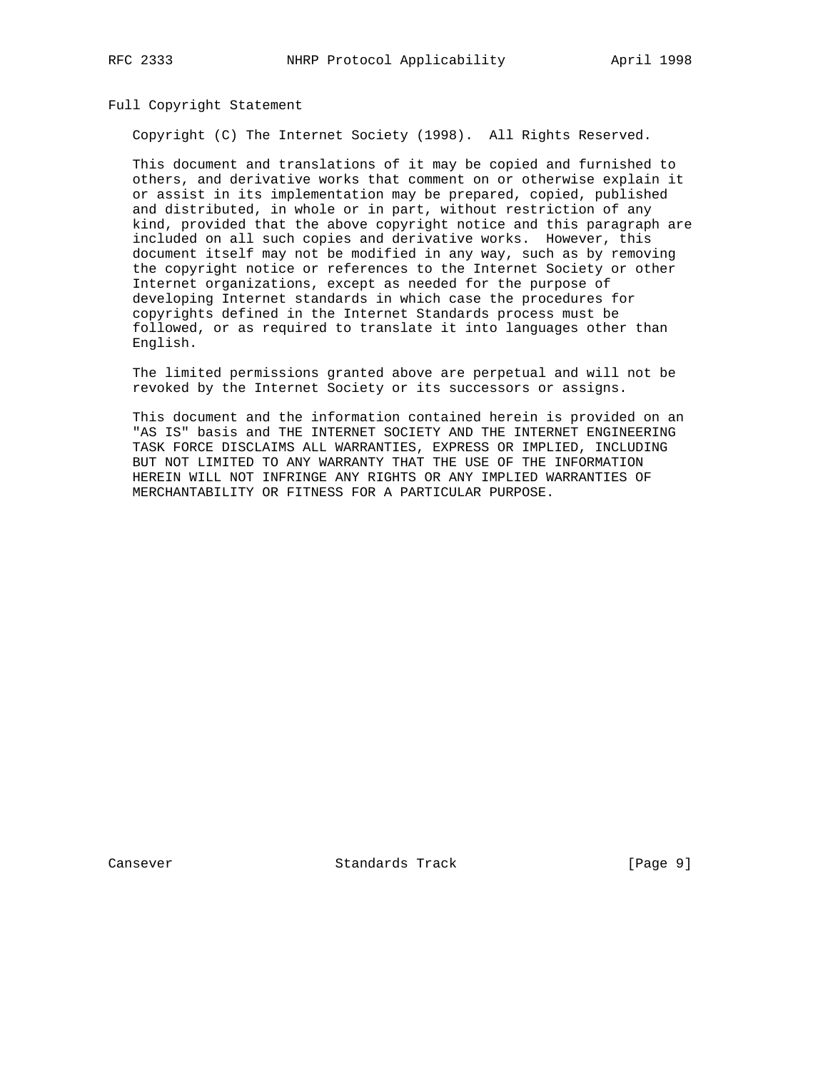## Full Copyright Statement

Copyright (C) The Internet Society (1998). All Rights Reserved.

This document and translations of it may be copied and furnished to others, and derivative works that comment on or otherwise explain it or assist in its implementation may be prepared, copied, published and distributed, in whole or in part, without restriction of any kind, provided that the above copyright notice and this paragraph are included on all such copies and derivative works. However, this document itself may not be modified in any way, such as by removing the copyright notice or references to the Internet Society or other Internet organizations, except as needed for the purpose of developing Internet standards in which case the procedures for copyrights defined in the Internet Standards process must be followed, or as required to translate it into languages other than English.

The limited permissions granted above are perpetual and will not be revoked by the Internet Society or its successors or assigns.

This document and the information contained herein is provided on an "AS IS" basis and THE INTERNET SOCIETY AND THE INTERNET ENGINEERING TASK FORCE DISCLAIMS ALL WARRANTIES, EXPRESS OR IMPLIED, INCLUDING BUT NOT LIMITED TO ANY WARRANTY THAT THE USE OF THE INFORMATION HEREIN WILL NOT INFRINGE ANY RIGHTS OR ANY IMPLIED WARRANTIES OF MERCHANTABILITY OR FITNESS FOR A PARTICULAR PURPOSE.